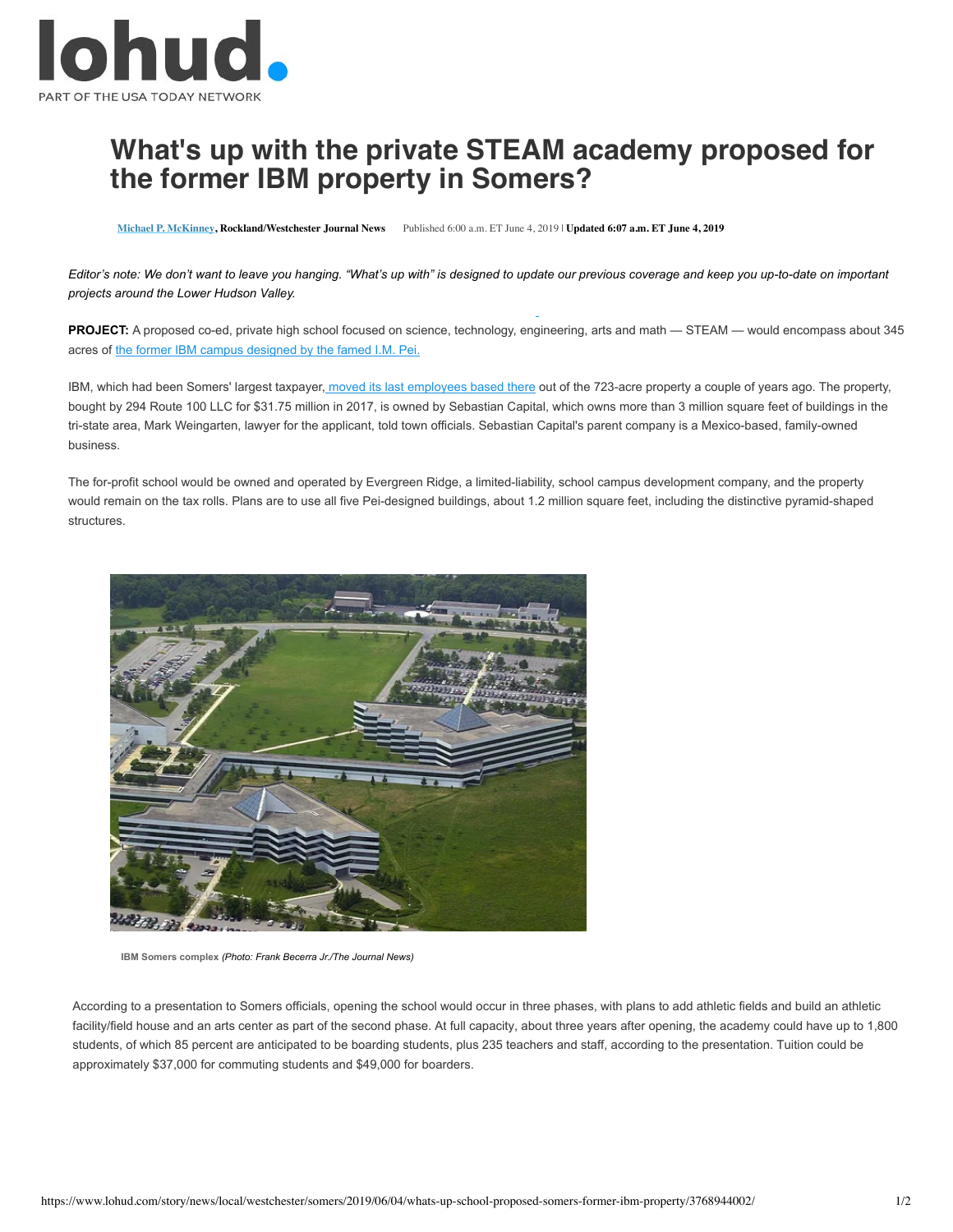# What's up with the private STEAM academy proposed for the former IBM property in Somers?

**Michael P. McKinney, Rockland/Westchester Journal News** Published 6:00 a.m. ET June 4, 2019 | **Updated 6:07 a.m. ET June 4, 2019**

*Editor's note: We don't want to leave you hanging. "What's up with" is designed to update our previous coverage and keep you up-to-date on important projects around the Lower Hudson Valley.*

**PROJECT:** A proposed co-ed, private high school focused on science, technology, engineering, arts and math — STEAM — would encompass about 345 acres of the former IBM campus designed by the famed I.M. Pei.

IBM, which had been Somers' largest taxpayer, moved its last employees based there out of the 723-acre property a couple of years ago. The property, bought by 294 Route 100 LLC for $31.75 million in 2017, is owned by Sebastian Capital, which owns more than 3 million square feet of buildings in the tri-state area, Mark Weingarten, lawyer for the applicant, told town officials. Sebastian Capital's parent company is a Mexico-based, family-owned business.

The for-profit school would be owned and operated by Evergreen Ridge, a limited-liability, school campus development company, and the property would remain on the tax rolls. Plans are to use all five Pei-designed buildings, about 1.2 million square feet, including the distinctive pyramid-shaped structures.

**IBM Somers complex** *(Photo: Frank Becerra Jr./The Journal News)*

According to a presentation to Somers officials, opening the school would occur in three phases, with plans to add athletic fields and build an athletic facility/field house and an arts center as part of the second phase. At full capacity, about three years after opening, the academy could have up to 1,800 students, of which 85 percent are anticipated to be boarding students, plus 235 teachers and staff, according to the presentation. Tuition could be approximately $37,000 for commuting students and $49,000 for boarders.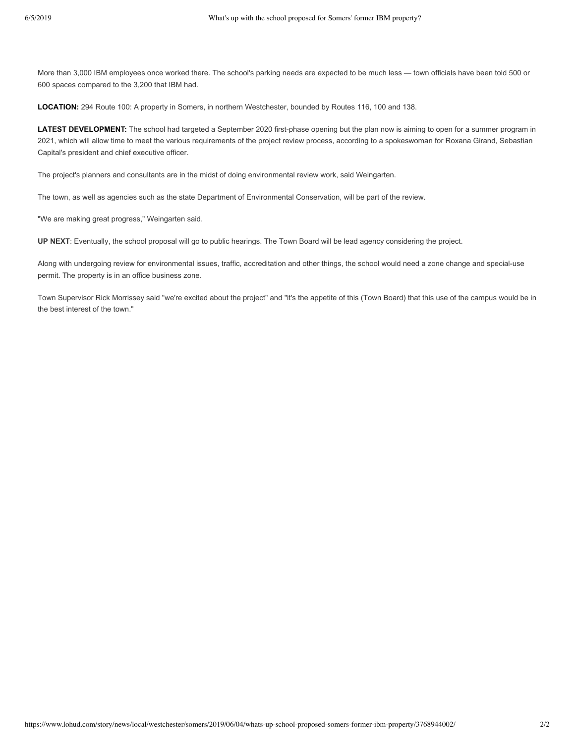More than 3,000 IBM employees once worked there. The school's parking needs are expected to be much less — town officials have been told 500 or 600 spaces compared to the 3,200 that IBM had.

**LOCATION:** 294 Route 100: A property in Somers, in northern Westchester, bounded by Routes 116, 100 and 138.

**LATEST DEVELOPMENT:** The school had targeted a September 2020 first-phase opening but the plan now is aiming to open for a summer program in 2021, which will allow time to meet the various requirements of the project review process, according to a spokeswoman for Roxana Girand, Sebastian Capital's president and chief executive officer.

The project's planners and consultants are in the midst of doing environmental review work, said Weingarten.

The town, as well as agencies such as the state Department of Environmental Conservation, will be part of the review.

"We are making great progress," Weingarten said.

**UP NEXT**: Eventually, the school proposal will go to public hearings. The Town Board will be lead agency considering the project.

Along with undergoing review for environmental issues, traffic, accreditation and other things, the school would need a zone change and special-use permit. The property is in an office business zone.

Town Supervisor Rick Morrissey said "we're excited about the project" and "it's the appetite of this (Town Board) that this use of the campus would be in the best interest of the town."